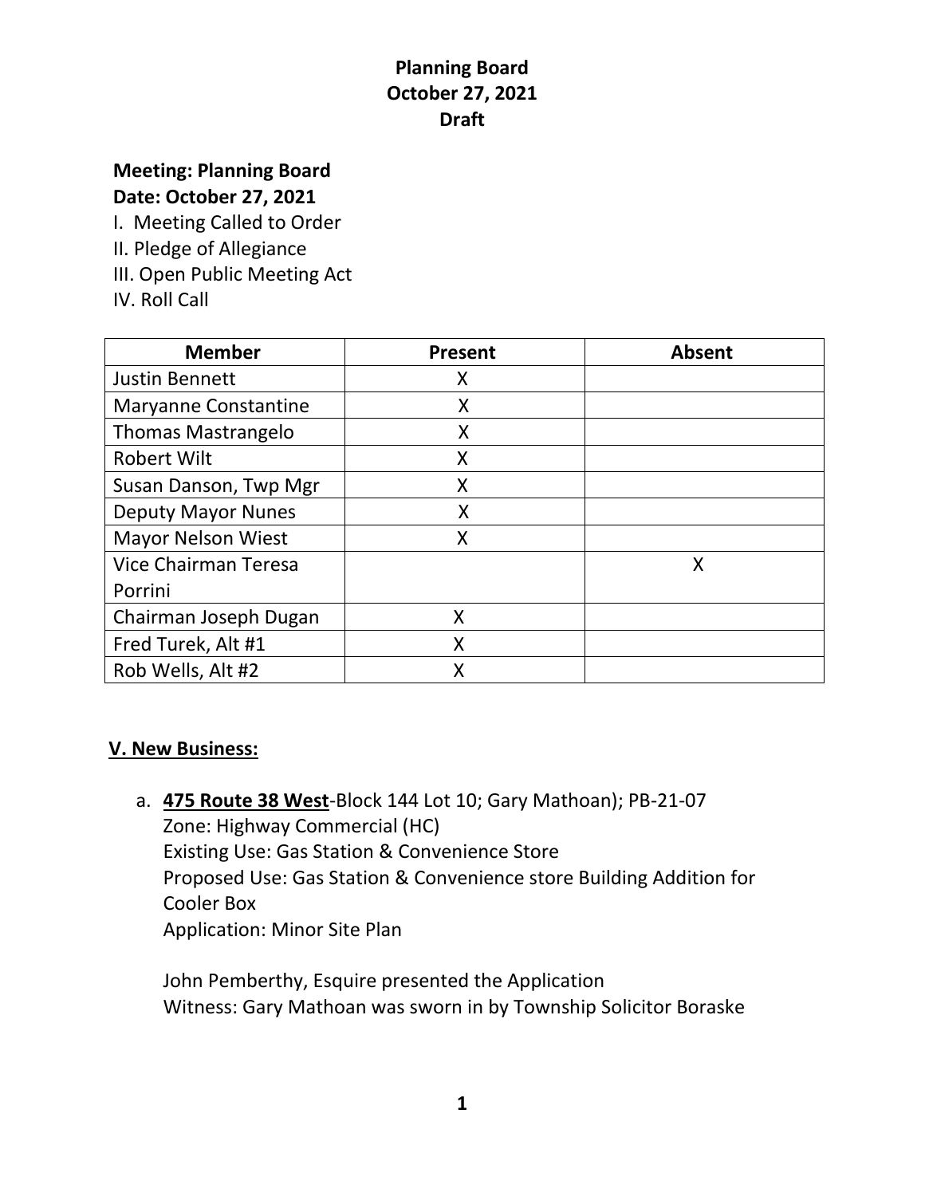# Planning Board
## October 27, 2021
## Draft

**Meeting: Planning Board**
**Date: October 27, 2021**

I. Meeting Called to Order
II. Pledge of Allegiance
III. Open Public Meeting Act
IV. Roll Call

| Member | Present | Absent |
|---|---|---|
| Justin Bennett | X | |
| Maryanne Constantine | X | |
| Thomas Mastrangelo | X | |
| Robert Wilt | X | |
| Susan Danson, Twp Mgr | X | |
| Deputy Mayor Nunes | X | |
| Mayor Nelson Wiest | X | |
| Vice Chairman Teresa Porrini | | X |
| Chairman Joseph Dugan | X | |
| Fred Turek, Alt #1 | X | |
| Rob Wells, Alt #2 | X | |

## V. New Business:

a. **475 Route 38 West**-Block 144 Lot 10; Gary Mathoan); PB-21-07
Zone: Highway Commercial (HC)
Existing Use: Gas Station & Convenience Store
Proposed Use: Gas Station & Convenience store Building Addition for Cooler Box
Application: Minor Site Plan

John Pemberthy, Esquire presented the Application
Witness: Gary Mathoan was sworn in by Township Solicitor Boraske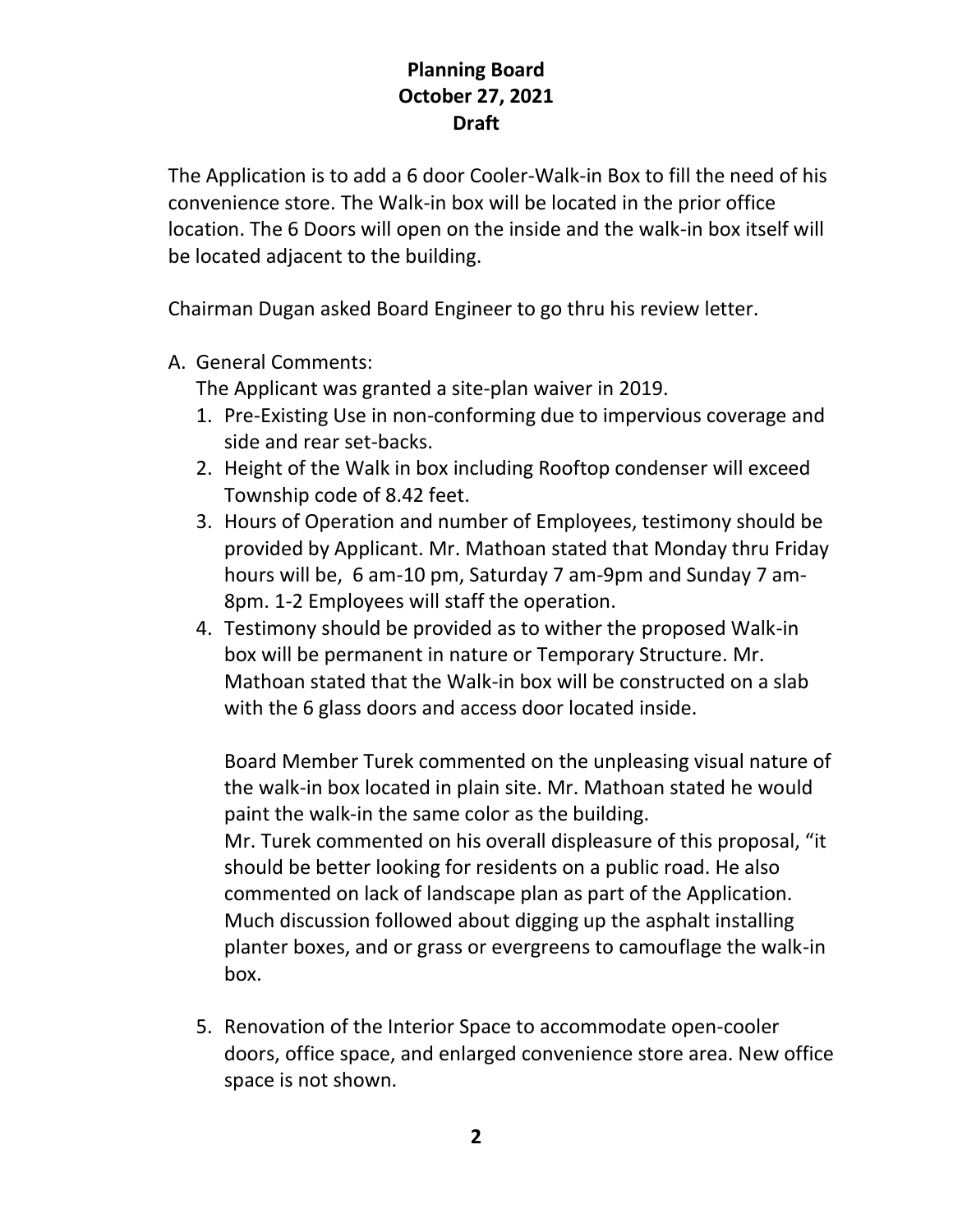**Planning Board**
**October 27, 2021**
**Draft**

The Application is to add a 6 door Cooler-Walk-in Box to fill the need of his convenience store. The Walk-in box will be located in the prior office location. The 6 Doors will open on the inside and the walk-in box itself will be located adjacent to the building.

Chairman Dugan asked Board Engineer to go thru his review letter.

A. General Comments:
   The Applicant was granted a site-plan waiver in 2019.
   1. Pre-Existing Use in non-conforming due to impervious coverage and side and rear set-backs.
   2. Height of the Walk in box including Rooftop condenser will exceed Township code of 8.42 feet.
   3. Hours of Operation and number of Employees, testimony should be provided by Applicant. Mr. Mathoan stated that Monday thru Friday hours will be, 6 am-10 pm, Saturday 7 am-9pm and Sunday 7 am-8pm. 1-2 Employees will staff the operation.
   4. Testimony should be provided as to wither the proposed Walk-in box will be permanent in nature or Temporary Structure. Mr. Mathoan stated that the Walk-in box will be constructed on a slab with the 6 glass doors and access door located inside.

      Board Member Turek commented on the unpleasing visual nature of the walk-in box located in plain site. Mr. Mathoan stated he would paint the walk-in the same color as the building.
      Mr. Turek commented on his overall displeasure of this proposal, "it should be better looking for residents on a public road. He also commented on lack of landscape plan as part of the Application. Much discussion followed about digging up the asphalt installing planter boxes, and or grass or evergreens to camouflage the walk-in box.

   5. Renovation of the Interior Space to accommodate open-cooler doors, office space, and enlarged convenience store area. New office space is not shown.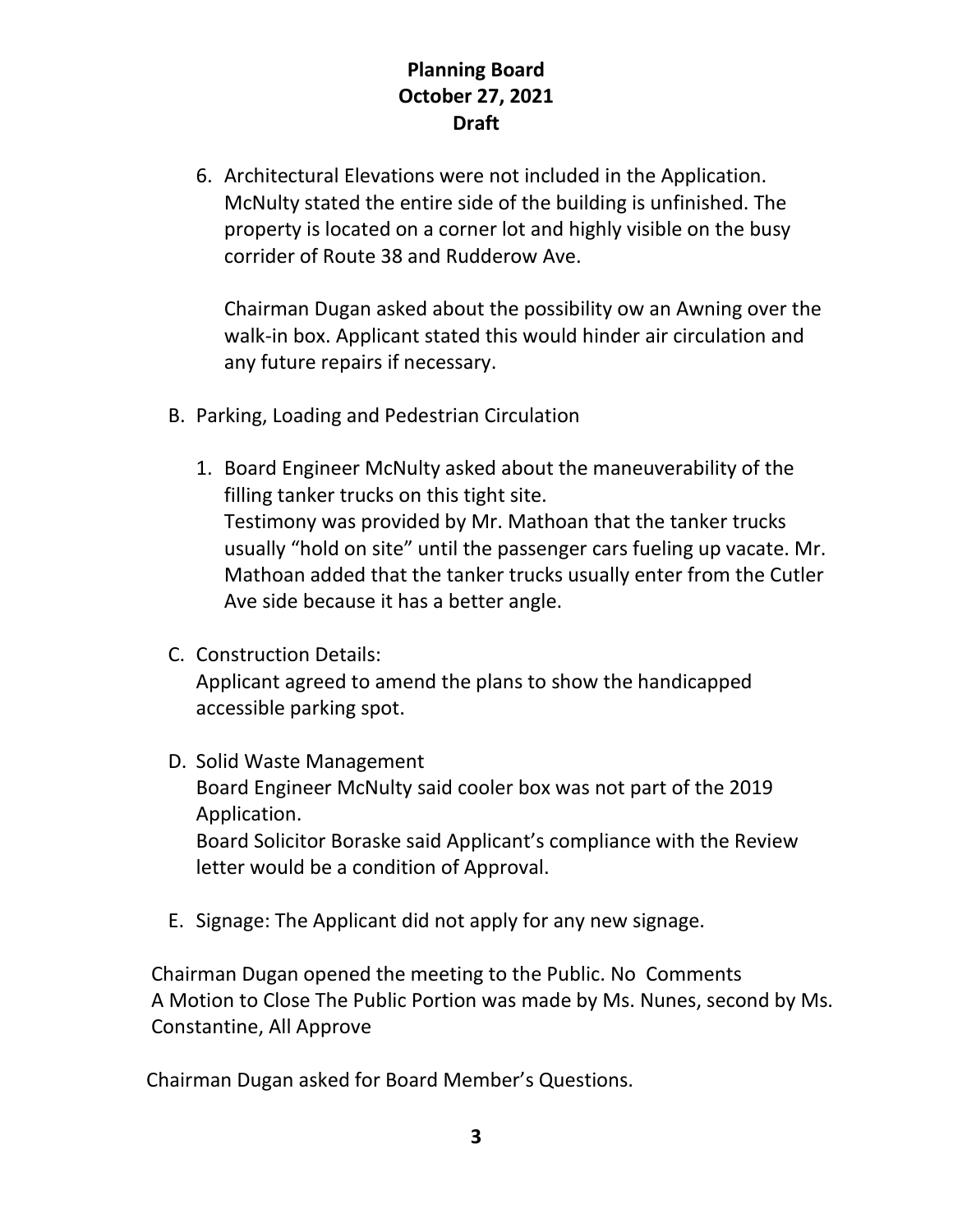**Planning Board**
**October 27, 2021**
**Draft**

6. Architectural Elevations were not included in the Application. McNulty stated the entire side of the building is unfinished. The property is located on a corner lot and highly visible on the busy corridor of Route 38 and Rudderow Ave.

   Chairman Dugan asked about the possibility ow an Awning over the walk-in box. Applicant stated this would hinder air circulation and any future repairs if necessary.

B. Parking, Loading and Pedestrian Circulation

   1. Board Engineer McNulty asked about the maneuverability of the filling tanker trucks on this tight site.
      Testimony was provided by Mr. Mathoan that the tanker trucks usually "hold on site" until the passenger cars fueling up vacate. Mr. Mathoan added that the tanker trucks usually enter from the Cutler Ave side because it has a better angle.

C. Construction Details:
   Applicant agreed to amend the plans to show the handicapped accessible parking spot.

D. Solid Waste Management
   Board Engineer McNulty said cooler box was not part of the 2019 Application.
   Board Solicitor Boraske said Applicant's compliance with the Review letter would be a condition of Approval.

E. Signage: The Applicant did not apply for any new signage.

Chairman Dugan opened the meeting to the Public. No Comments
A Motion to Close The Public Portion was made by Ms. Nunes, second by Ms. Constantine, All Approve

Chairman Dugan asked for Board Member's Questions.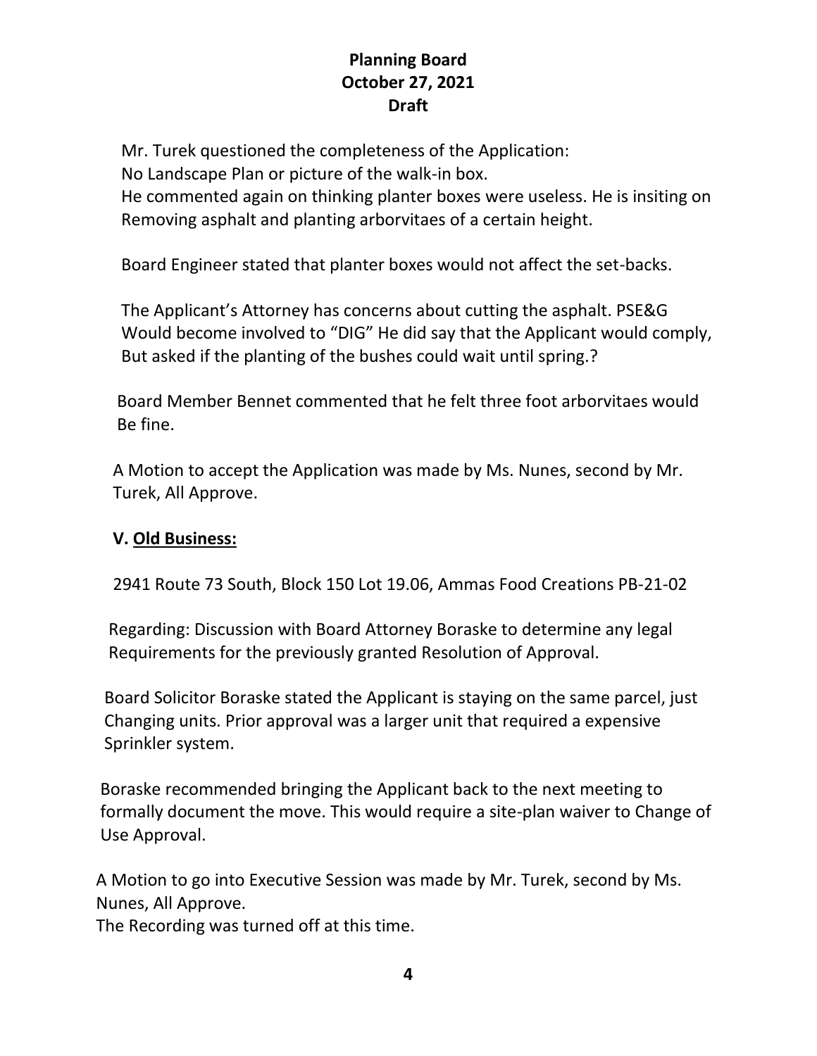**Planning Board**
**October 27, 2021**
**Draft**

Mr. Turek questioned the completeness of the Application:
No Landscape Plan or picture of the walk-in box.
He commented again on thinking planter boxes were useless. He is insiting on Removing asphalt and planting arborvitaes of a certain height.

Board Engineer stated that planter boxes would not affect the set-backs.

The Applicant's Attorney has concerns about cutting the asphalt. PSE&G Would become involved to "DIG" He did say that the Applicant would comply, But asked if the planting of the bushes could wait until spring.?

Board Member Bennet commented that he felt three foot arborvitaes would Be fine.

A Motion to accept the Application was made by Ms. Nunes, second by Mr. Turek, All Approve.

**V. <u>Old Business:</u>**

2941 Route 73 South, Block 150 Lot 19.06, Ammas Food Creations PB-21-02

Regarding: Discussion with Board Attorney Boraske to determine any legal Requirements for the previously granted Resolution of Approval.

Board Solicitor Boraske stated the Applicant is staying on the same parcel, just Changing units. Prior approval was a larger unit that required a expensive Sprinkler system.

Boraske recommended bringing the Applicant back to the next meeting to formally document the move. This would require a site-plan waiver to Change of Use Approval.

A Motion to go into Executive Session was made by Mr. Turek, second by Ms. Nunes, All Approve.
The Recording was turned off at this time.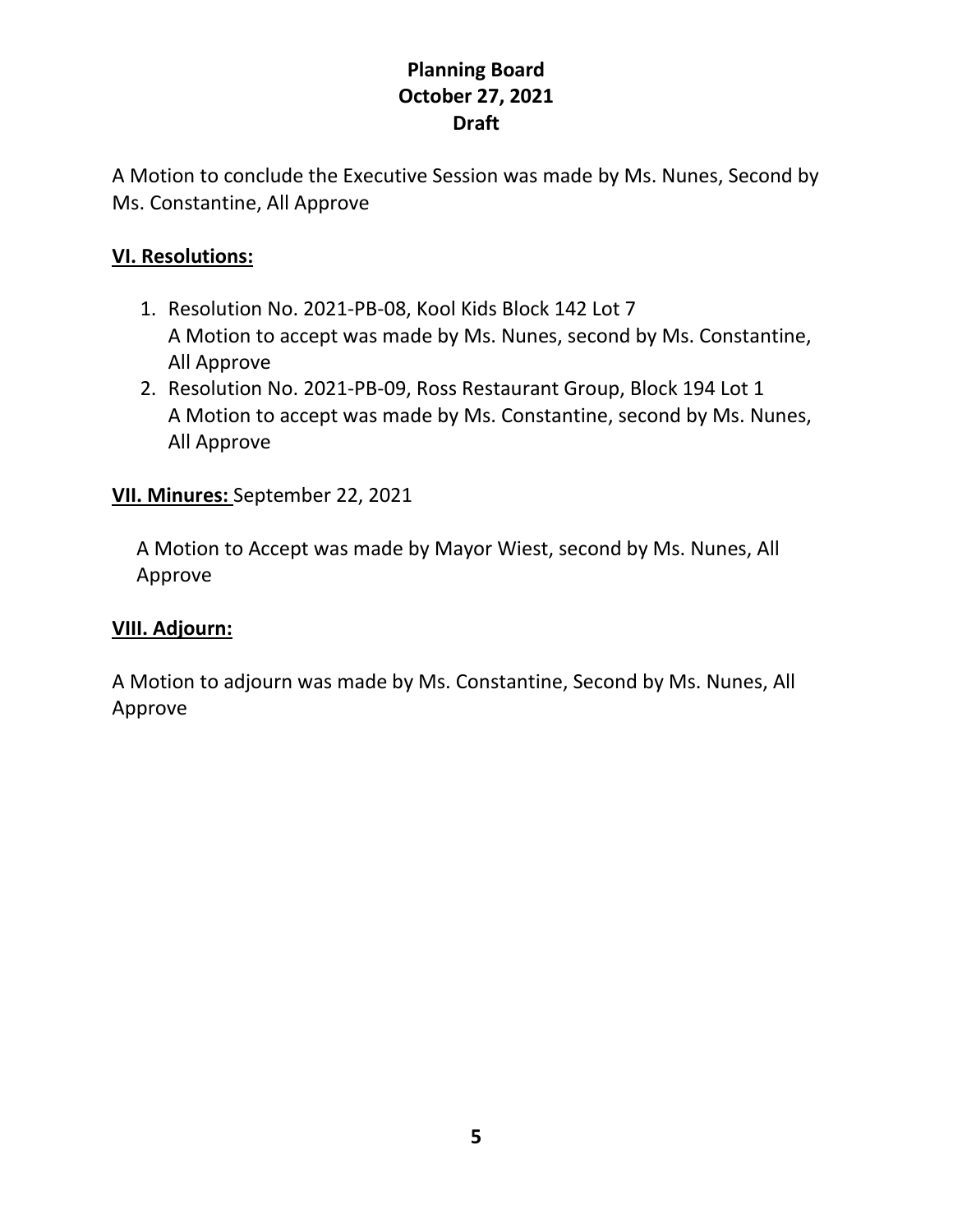# Planning Board
## October 27, 2021
## Draft

A Motion to conclude the Executive Session was made by Ms. Nunes, Second by Ms. Constantine, All Approve

**VI. Resolutions:**

1. Resolution No. 2021-PB-08, Kool Kids Block 142 Lot 7
   A Motion to accept was made by Ms. Nunes, second by Ms. Constantine, All Approve
2. Resolution No. 2021-PB-09, Ross Restaurant Group, Block 194 Lot 1
   A Motion to accept was made by Ms. Constantine, second by Ms. Nunes, All Approve

**VII. Minures:** September 22, 2021

A Motion to Accept was made by Mayor Wiest, second by Ms. Nunes, All Approve

**VIII. Adjourn:**

A Motion to adjourn was made by Ms. Constantine, Second by Ms. Nunes, All Approve